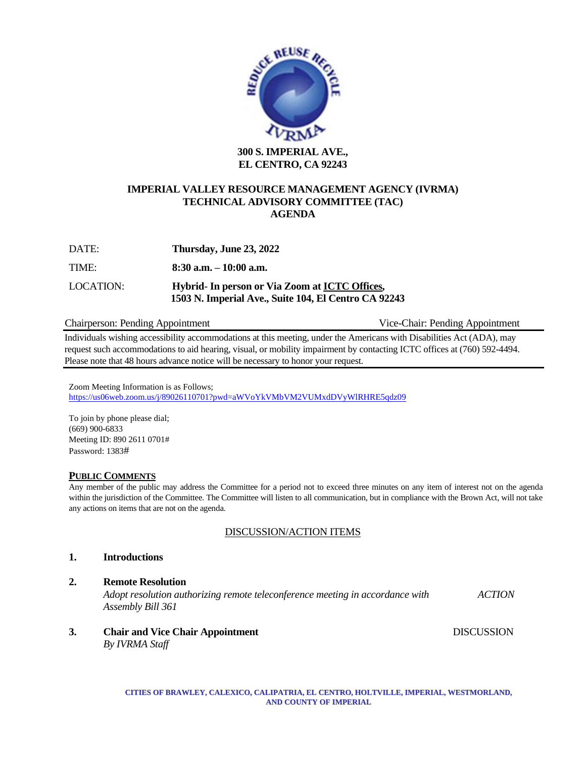**300 S. IMPERIAL AVE.,**
**EL CENTRO, CA 92243**

# IMPERIAL VALLEY RESOURCE MANAGEMENT AGENCY (IVRMA)
## TECHNICAL ADVISORY COMMITTEE (TAC)
## AGENDA

| | |
|---|---|
| DATE: | **Thursday, June 23, 2022** |
| TIME: | **8:30 a.m. – 10:00 a.m.** |
| LOCATION: | **Hybrid- In person or Via Zoom at ICTC Offices, 1503 N. Imperial Ave., Suite 104, El Centro CA 92243** |

Chairperson: Pending Appointment Vice-Chair: Pending Appointment

Individuals wishing accessibility accommodations at this meeting, under the Americans with Disabilities Act (ADA), may request such accommodations to aid hearing, visual, or mobility impairment by contacting ICTC offices at (760) 592-4494. Please note that 48 hours advance notice will be necessary to honor your request.

Zoom Meeting Information is as Follows;
https://us06web.zoom.us/j/89026110701?pwd=aWVoYkVMbVM2VUMxdDVyWlRHRE5qdz09

To join by phone please dial;
(669) 900-6833
Meeting ID: 890 2611 0701#
Password: 1383#

**PUBLIC COMMENTS**

Any member of the public may address the Committee for a period not to exceed three minutes on any item of interest not on the agenda within the jurisdiction of the Committee. The Committee will listen to all communication, but in compliance with the Brown Act, will not take any actions on items that are not on the agenda.

DISCUSSION/ACTION ITEMS

1. **Introductions**

2. **Remote Resolution**
   *Adopt resolution authorizing remote teleconference meeting in accordance with Assembly Bill 361* — *ACTION*

3. **Chair and Vice Chair Appointment** — DISCUSSION
   *By IVRMA Staff*

CITIES OF BRAWLEY, CALEXICO, CALIPATRIA, EL CENTRO, HOLTVILLE, IMPERIAL, WESTMORLAND, AND COUNTY OF IMPERIAL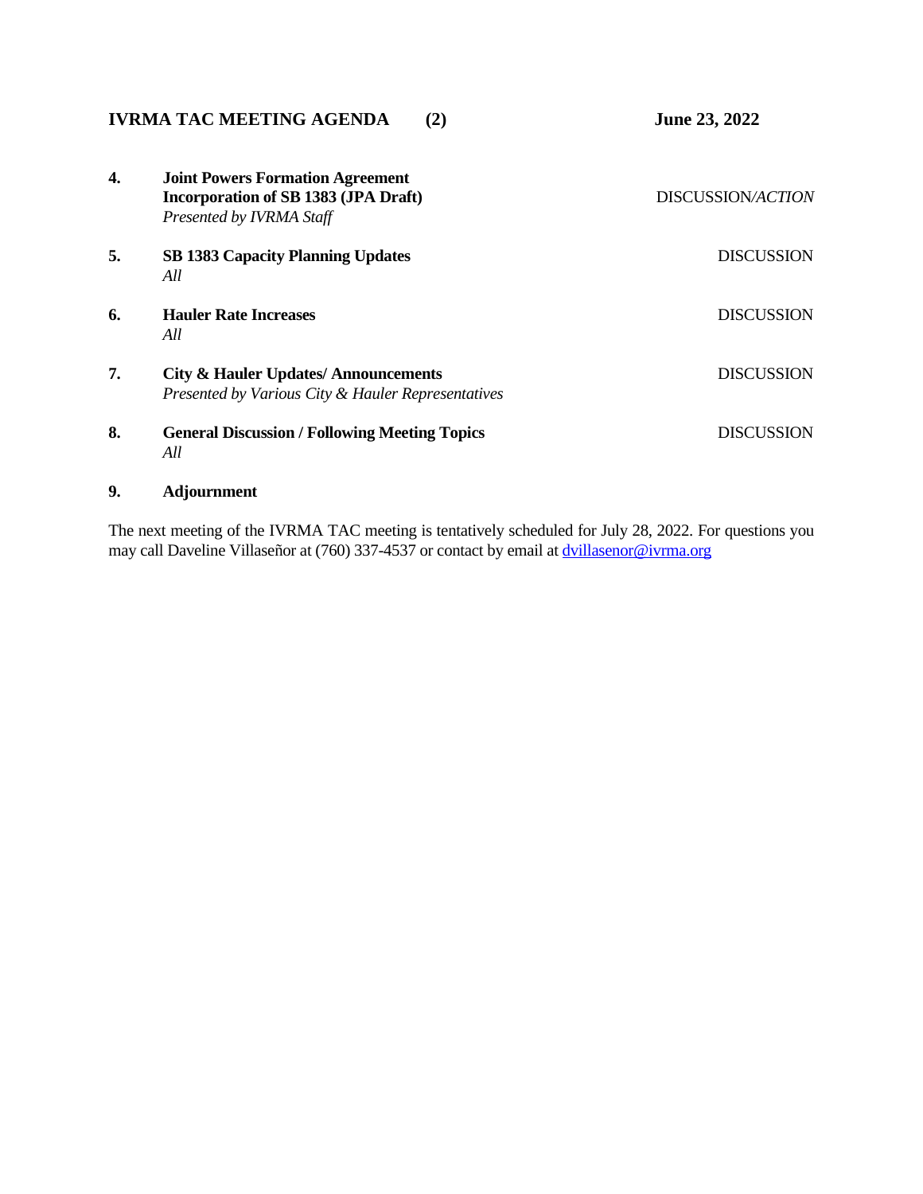**IVRMA TAC MEETING AGENDA (2) June 23, 2022**

| | | |
|---|---|---|
| **4.** | **Joint Powers Formation Agreement**<br>**Incorporation of SB 1383 (JPA Draft)**<br>*Presented by IVRMA Staff* | DISCUSSION/*ACTION* |
| **5.** | **SB 1383 Capacity Planning Updates**<br>*All* | DISCUSSION |
| **6.** | **Hauler Rate Increases**<br>*All* | DISCUSSION |
| **7.** | **City & Hauler Updates/ Announcements**<br>*Presented by Various City & Hauler Representatives* | DISCUSSION |
| **8.** | **General Discussion / Following Meeting Topics**<br>*All* | DISCUSSION |
| **9.** | **Adjournment** | |

The next meeting of the IVRMA TAC meeting is tentatively scheduled for July 28, 2022. For questions you may call Daveline Villaseñor at (760) 337-4537 or contact by email at dvillasenor@ivrma.org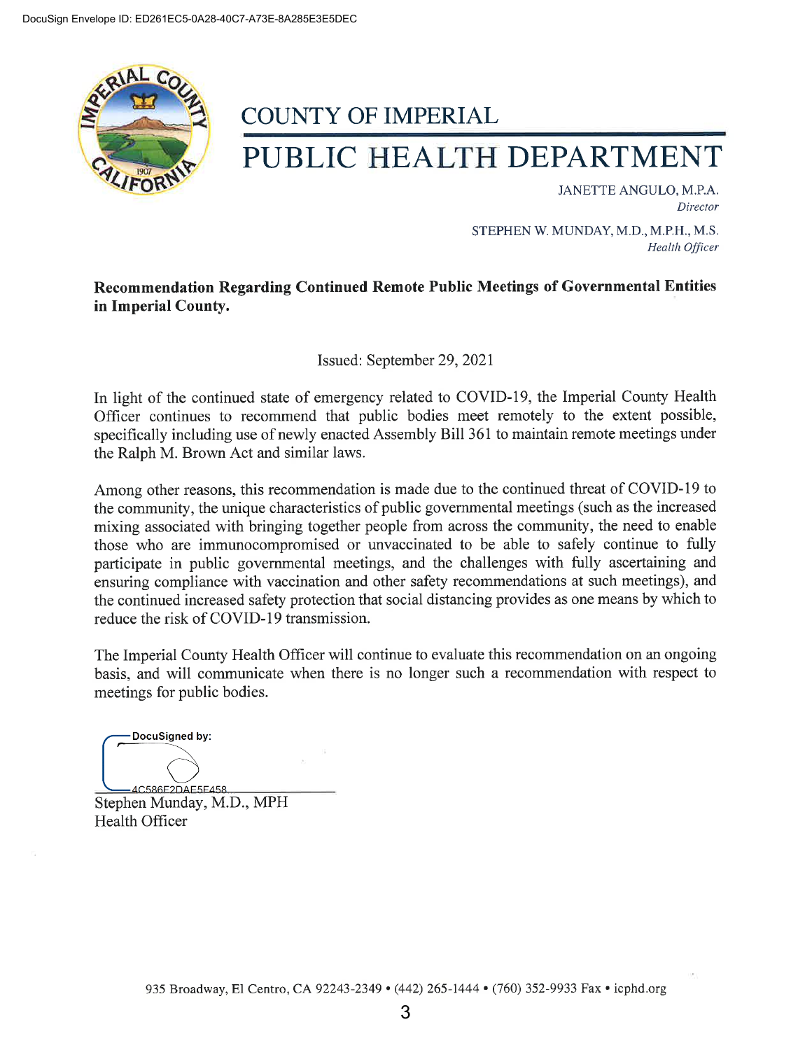DocuSign Envelope ID: ED261EC5-0A28-40C7-A73E-8A285E3E5DEC

# COUNTY OF IMPERIAL
# PUBLIC HEALTH DEPARTMENT

JANETTE ANGULO, M.P.A.
*Director*

STEPHEN W. MUNDAY, M.D., M.P.H., M.S.
*Health Officer*

**Recommendation Regarding Continued Remote Public Meetings of Governmental Entities in Imperial County.**

Issued: September 29, 2021

In light of the continued state of emergency related to COVID-19, the Imperial County Health Officer continues to recommend that public bodies meet remotely to the extent possible, specifically including use of newly enacted Assembly Bill 361 to maintain remote meetings under the Ralph M. Brown Act and similar laws.

Among other reasons, this recommendation is made due to the continued threat of COVID-19 to the community, the unique characteristics of public governmental meetings (such as the increased mixing associated with bringing together people from across the community, the need to enable those who are immunocompromised or unvaccinated to be able to safely continue to fully participate in public governmental meetings, and the challenges with fully ascertaining and ensuring compliance with vaccination and other safety recommendations at such meetings), and the continued increased safety protection that social distancing provides as one means by which to reduce the risk of COVID-19 transmission.

The Imperial County Health Officer will continue to evaluate this recommendation on an ongoing basis, and will communicate when there is no longer such a recommendation with respect to meetings for public bodies.

DocuSigned by:

4C586E2DAE5E458...

Stephen Munday, M.D., MPH
Health Officer

935 Broadway, El Centro, CA 92243-2349 • (442) 265-1444 • (760) 352-9933 Fax • icphd.org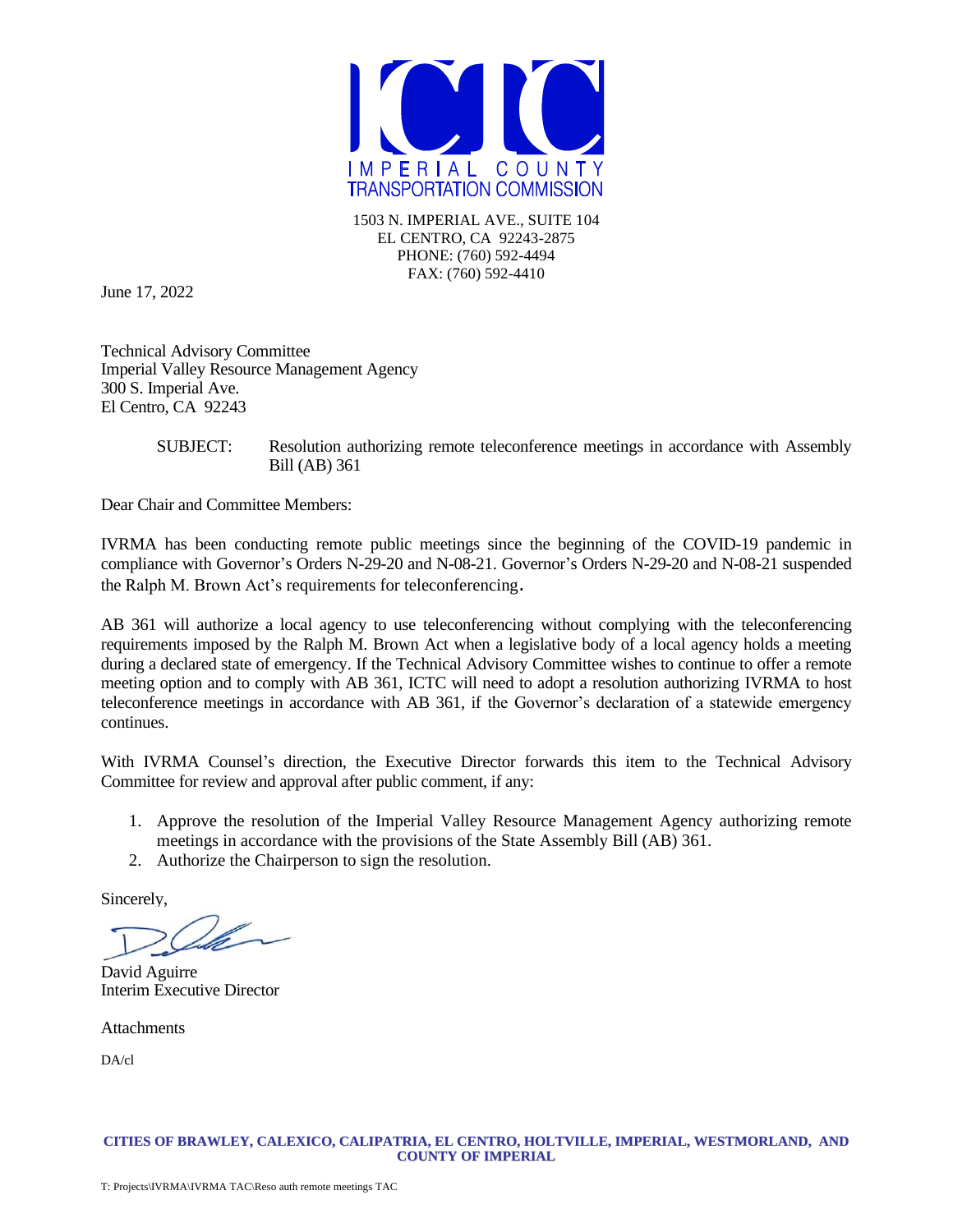IMPERIAL COUNTY TRANSPORTATION COMMISSION

1503 N. IMPERIAL AVE., SUITE 104
EL CENTRO, CA 92243-2875
PHONE: (760) 592-4494
FAX: (760) 592-4410

June 17, 2022

Technical Advisory Committee
Imperial Valley Resource Management Agency
300 S. Imperial Ave.
El Centro, CA 92243

SUBJECT: Resolution authorizing remote teleconference meetings in accordance with Assembly Bill (AB) 361

Dear Chair and Committee Members:

IVRMA has been conducting remote public meetings since the beginning of the COVID-19 pandemic in compliance with Governor's Orders N-29-20 and N-08-21. Governor's Orders N-29-20 and N-08-21 suspended the Ralph M. Brown Act's requirements for teleconferencing.

AB 361 will authorize a local agency to use teleconferencing without complying with the teleconferencing requirements imposed by the Ralph M. Brown Act when a legislative body of a local agency holds a meeting during a declared state of emergency. If the Technical Advisory Committee wishes to continue to offer a remote meeting option and to comply with AB 361, ICTC will need to adopt a resolution authorizing IVRMA to host teleconference meetings in accordance with AB 361, if the Governor's declaration of a statewide emergency continues.

With IVRMA Counsel's direction, the Executive Director forwards this item to the Technical Advisory Committee for review and approval after public comment, if any:

1. Approve the resolution of the Imperial Valley Resource Management Agency authorizing remote meetings in accordance with the provisions of the State Assembly Bill (AB) 361.
2. Authorize the Chairperson to sign the resolution.

Sincerely,

David Aguirre
Interim Executive Director

Attachments

DA/cl

**CITIES OF BRAWLEY, CALEXICO, CALIPATRIA, EL CENTRO, HOLTVILLE, IMPERIAL, WESTMORLAND, AND COUNTY OF IMPERIAL**

T: Projects\IVRMA\IVRMA TAC\Reso auth remote meetings TAC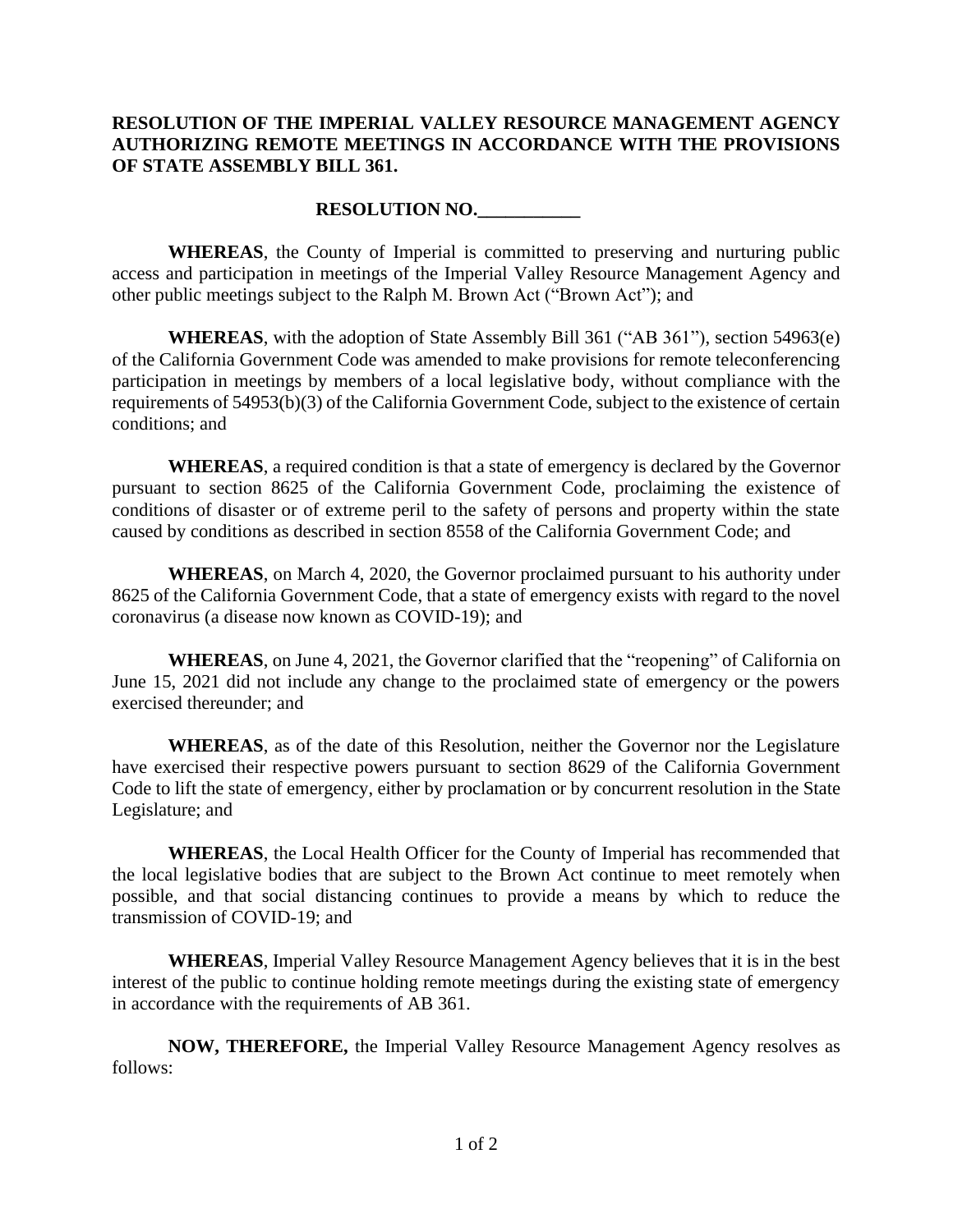**RESOLUTION OF THE IMPERIAL VALLEY RESOURCE MANAGEMENT AGENCY AUTHORIZING REMOTE MEETINGS IN ACCORDANCE WITH THE PROVISIONS OF STATE ASSEMBLY BILL 361.**

**RESOLUTION NO.___________**

**WHEREAS**, the County of Imperial is committed to preserving and nurturing public access and participation in meetings of the Imperial Valley Resource Management Agency and other public meetings subject to the Ralph M. Brown Act ("Brown Act"); and

**WHEREAS**, with the adoption of State Assembly Bill 361 ("AB 361"), section 54963(e) of the California Government Code was amended to make provisions for remote teleconferencing participation in meetings by members of a local legislative body, without compliance with the requirements of 54953(b)(3) of the California Government Code, subject to the existence of certain conditions; and

**WHEREAS**, a required condition is that a state of emergency is declared by the Governor pursuant to section 8625 of the California Government Code, proclaiming the existence of conditions of disaster or of extreme peril to the safety of persons and property within the state caused by conditions as described in section 8558 of the California Government Code; and

**WHEREAS**, on March 4, 2020, the Governor proclaimed pursuant to his authority under 8625 of the California Government Code, that a state of emergency exists with regard to the novel coronavirus (a disease now known as COVID-19); and

**WHEREAS**, on June 4, 2021, the Governor clarified that the "reopening" of California on June 15, 2021 did not include any change to the proclaimed state of emergency or the powers exercised thereunder; and

**WHEREAS**, as of the date of this Resolution, neither the Governor nor the Legislature have exercised their respective powers pursuant to section 8629 of the California Government Code to lift the state of emergency, either by proclamation or by concurrent resolution in the State Legislature; and

**WHEREAS**, the Local Health Officer for the County of Imperial has recommended that the local legislative bodies that are subject to the Brown Act continue to meet remotely when possible, and that social distancing continues to provide a means by which to reduce the transmission of COVID-19; and

**WHEREAS**, Imperial Valley Resource Management Agency believes that it is in the best interest of the public to continue holding remote meetings during the existing state of emergency in accordance with the requirements of AB 361.

**NOW, THEREFORE,** the Imperial Valley Resource Management Agency resolves as follows: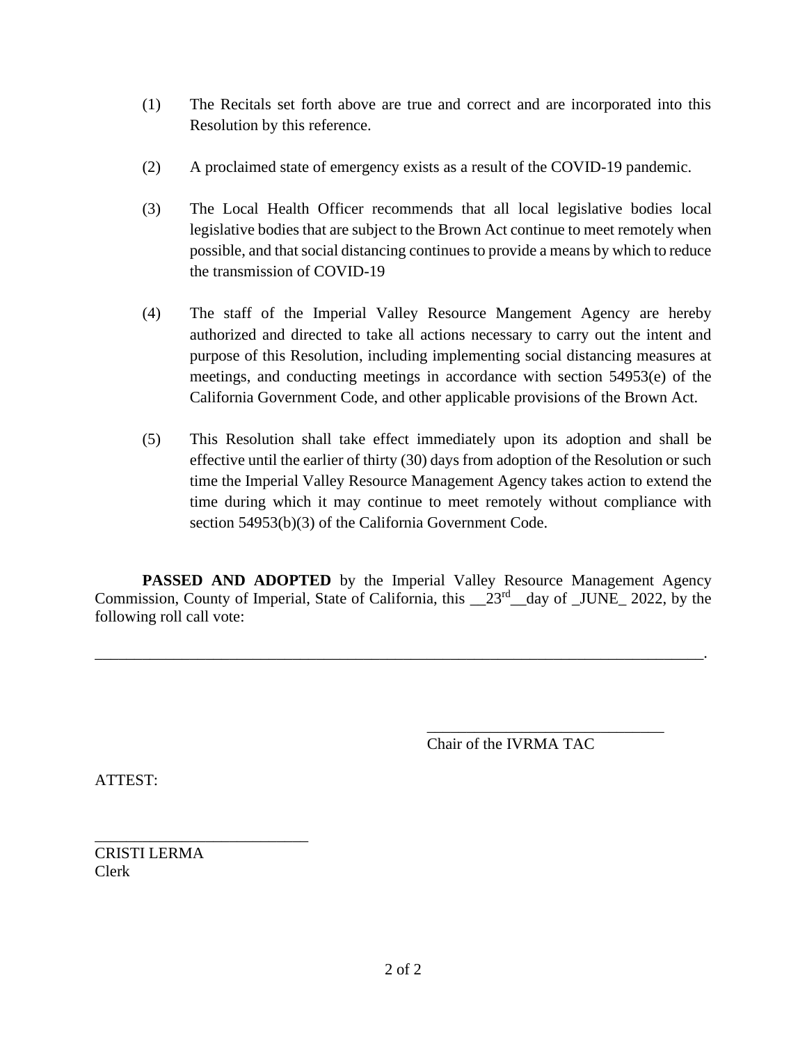(1) The Recitals set forth above are true and correct and are incorporated into this Resolution by this reference.

(2) A proclaimed state of emergency exists as a result of the COVID-19 pandemic.

(3) The Local Health Officer recommends that all local legislative bodies local legislative bodies that are subject to the Brown Act continue to meet remotely when possible, and that social distancing continues to provide a means by which to reduce the transmission of COVID-19

(4) The staff of the Imperial Valley Resource Mangement Agency are hereby authorized and directed to take all actions necessary to carry out the intent and purpose of this Resolution, including implementing social distancing measures at meetings, and conducting meetings in accordance with section 54953(e) of the California Government Code, and other applicable provisions of the Brown Act.

(5) This Resolution shall take effect immediately upon its adoption and shall be effective until the earlier of thirty (30) days from adoption of the Resolution or such time the Imperial Valley Resource Management Agency takes action to extend the time during which it may continue to meet remotely without compliance with section 54953(b)(3) of the California Government Code.

**PASSED AND ADOPTED** by the Imperial Valley Resource Management Agency Commission, County of Imperial, State of California, this __23rd__day of _JUNE_ 2022, by the following roll call vote:

_______________________________________________________________________________.

______________________________
Chair of the IVRMA TAC

ATTEST:

____________________________
CRISTI LERMA
Clerk